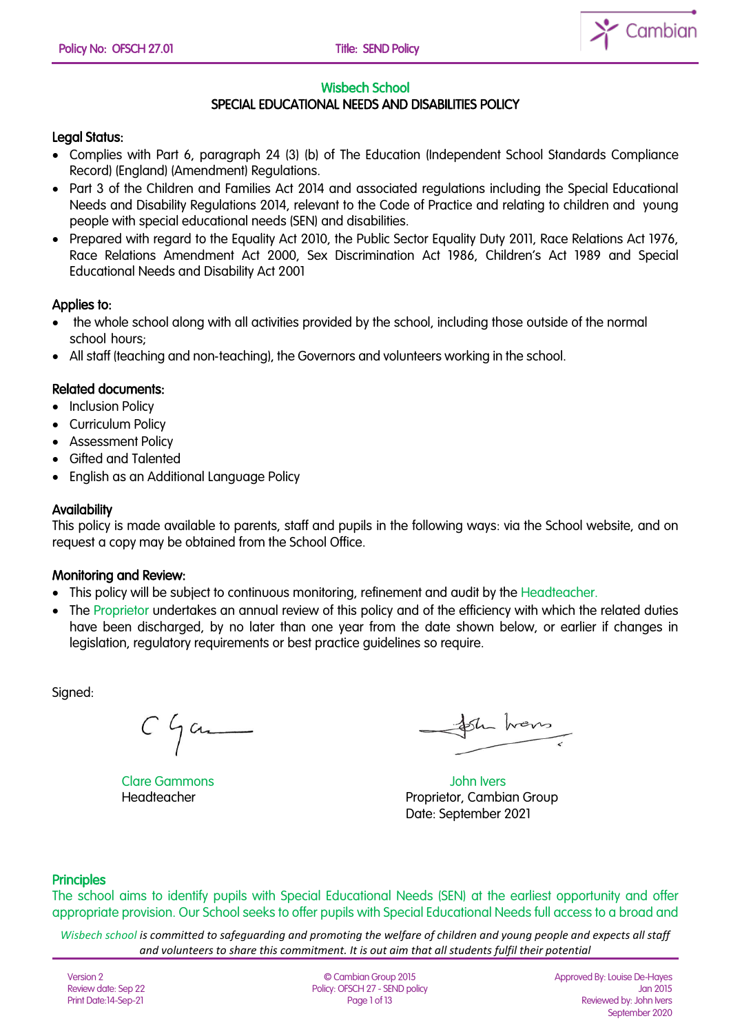# Wisbech School

## SPECIAL EDUCATIONAL NEEDS AND DISABILITIES POLICY

### Legal Status:

- Complies with Part 6, paragraph 24 (3) (b) of The Education (Independent School Standards Compliance Record) (England) (Amendment) Regulations.
- Part 3 of the Children and Families Act 2014 and associated regulations including the Special Educational Needs and Disability Regulations 2014, relevant to the Code of Practice and relating to children and young people with special educational needs (SEN) and disabilities.
- Prepared with regard to the Equality Act 2010, the Public Sector Equality Duty 2011, Race Relations Act 1976, Race Relations Amendment Act 2000, Sex Discrimination Act 1986, Children's Act 1989 and Special Educational Needs and Disability Act 2001

### Applies to:

- the whole school along with all activities provided by the school, including those outside of the normal school hours;
- All staff (teaching and non-teaching), the Governors and volunteers working in the school.

### Related documents:

- Inclusion Policy
- Curriculum Policy
- Assessment Policy
- Gifted and Talented
- English as an Additional Language Policy

### Availability

This policy is made available to parents, staff and pupils in the following ways: via the School website, and on request a copy may be obtained from the School Office.

### Monitoring and Review:

- This policy will be subject to continuous monitoring, refinement and audit by the Headteacher.
- The Proprietor undertakes an annual review of this policy and of the efficiency with which the related duties have been discharged, by no later than one year from the date shown below, or earlier if changes in legislation, regulatory requirements or best practice guidelines so require.

Signed:

Clare Gammons
Headteacher

John Ivers
Proprietor, Cambian Group
Date: September 2021

### Principles

The school aims to identify pupils with Special Educational Needs (SEN) at the earliest opportunity and offer appropriate provision. Our School seeks to offer pupils with Special Educational Needs full access to a broad and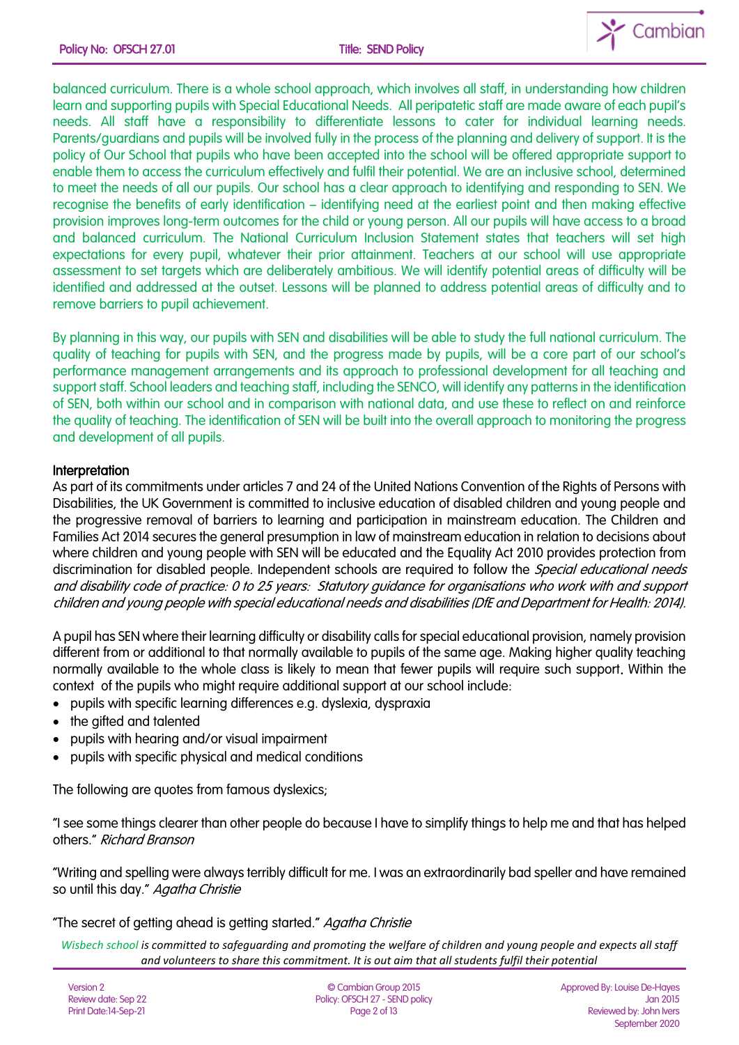balanced curriculum. There is a whole school approach, which involves all staff, in understanding how children learn and supporting pupils with Special Educational Needs. All peripatetic staff are made aware of each pupil's needs. All staff have a responsibility to differentiate lessons to cater for individual learning needs. Parents/guardians and pupils will be involved fully in the process of the planning and delivery of support. It is the policy of Our School that pupils who have been accepted into the school will be offered appropriate support to enable them to access the curriculum effectively and fulfil their potential. We are an inclusive school, determined to meet the needs of all our pupils. Our school has a clear approach to identifying and responding to SEN. We recognise the benefits of early identification – identifying need at the earliest point and then making effective provision improves long-term outcomes for the child or young person. All our pupils will have access to a broad and balanced curriculum. The National Curriculum Inclusion Statement states that teachers will set high expectations for every pupil, whatever their prior attainment. Teachers at our school will use appropriate assessment to set targets which are deliberately ambitious. We will identify potential areas of difficulty will be identified and addressed at the outset. Lessons will be planned to address potential areas of difficulty and to remove barriers to pupil achievement.

By planning in this way, our pupils with SEN and disabilities will be able to study the full national curriculum. The quality of teaching for pupils with SEN, and the progress made by pupils, will be a core part of our school's performance management arrangements and its approach to professional development for all teaching and support staff. School leaders and teaching staff, including the SENCO, will identify any patterns in the identification of SEN, both within our school and in comparison with national data, and use these to reflect on and reinforce the quality of teaching. The identification of SEN will be built into the overall approach to monitoring the progress and development of all pupils.

**Interpretation**

As part of its commitments under articles 7 and 24 of the United Nations Convention of the Rights of Persons with Disabilities, the UK Government is committed to inclusive education of disabled children and young people and the progressive removal of barriers to learning and participation in mainstream education. The Children and Families Act 2014 secures the general presumption in law of mainstream education in relation to decisions about where children and young people with SEN will be educated and the Equality Act 2010 provides protection from discrimination for disabled people. Independent schools are required to follow the *Special educational needs and disability code of practice: 0 to 25 years: Statutory guidance for organisations who work with and support children and young people with special educational needs and disabilities (DfE and Department for Health: 2014).*

A pupil has SEN where their learning difficulty or disability calls for special educational provision, namely provision different from or additional to that normally available to pupils of the same age. Making higher quality teaching normally available to the whole class is likely to mean that fewer pupils will require such support. Within the context of the pupils who might require additional support at our school include:

- pupils with specific learning differences e.g. dyslexia, dyspraxia
- the gifted and talented
- pupils with hearing and/or visual impairment
- pupils with specific physical and medical conditions

The following are quotes from famous dyslexics;

"I see some things clearer than other people do because I have to simplify things to help me and that has helped others." *Richard Branson*

"Writing and spelling were always terribly difficult for me. I was an extraordinarily bad speller and have remained so until this day." *Agatha Christie*

"The secret of getting ahead is getting started." *Agatha Christie*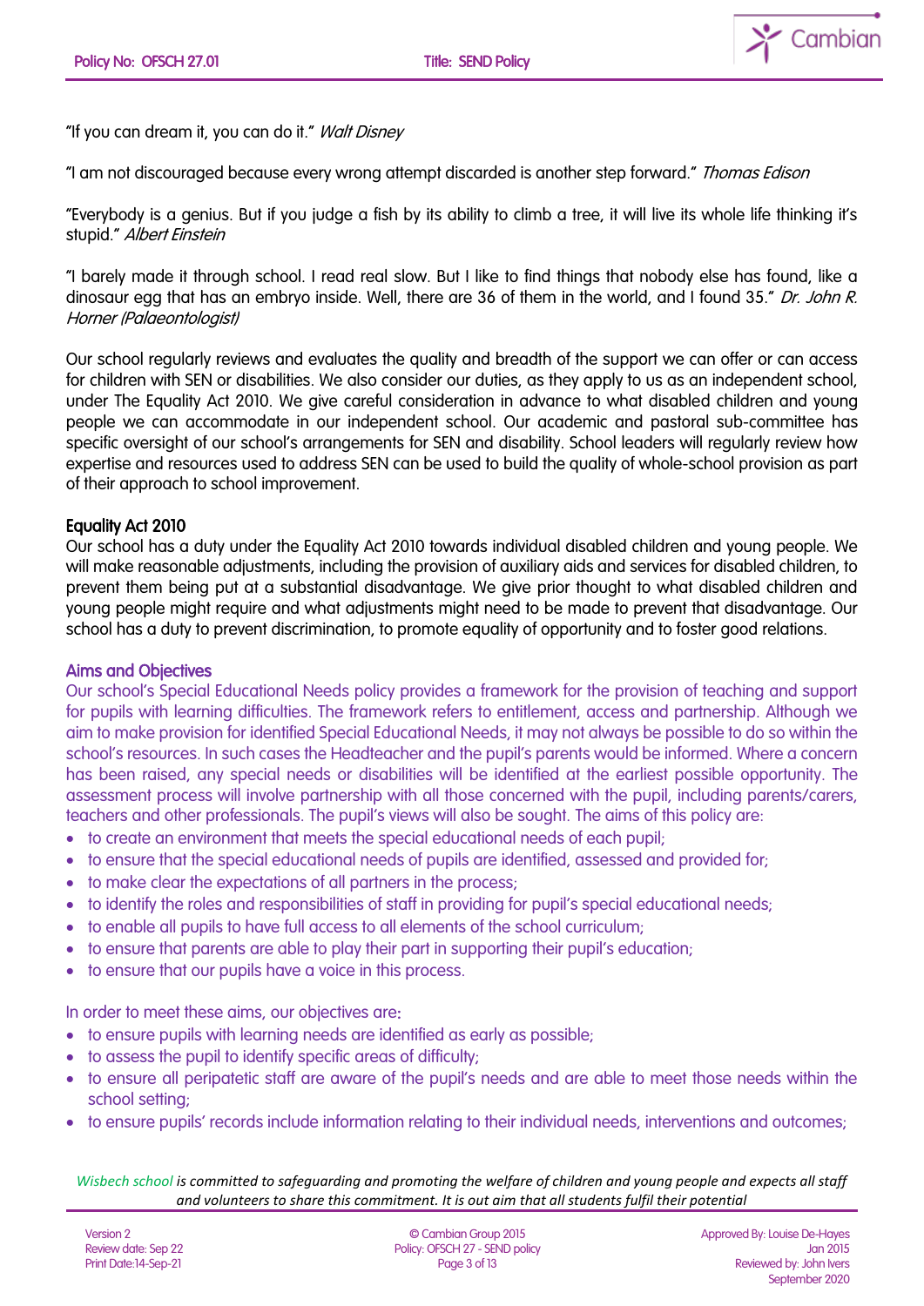"If you can dream it, you can do it." *Walt Disney*

"I am not discouraged because every wrong attempt discarded is another step forward." *Thomas Edison*

"Everybody is a genius. But if you judge a fish by its ability to climb a tree, it will live its whole life thinking it's stupid." *Albert Einstein*

"I barely made it through school. I read real slow. But I like to find things that nobody else has found, like a dinosaur egg that has an embryo inside. Well, there are 36 of them in the world, and I found 35." *Dr. John R. Horner (Palaeontologist)*

Our school regularly reviews and evaluates the quality and breadth of the support we can offer or can access for children with SEN or disabilities. We also consider our duties, as they apply to us as an independent school, under The Equality Act 2010. We give careful consideration in advance to what disabled children and young people we can accommodate in our independent school. Our academic and pastoral sub-committee has specific oversight of our school's arrangements for SEN and disability. School leaders will regularly review how expertise and resources used to address SEN can be used to build the quality of whole-school provision as part of their approach to school improvement.

## Equality Act 2010

Our school has a duty under the Equality Act 2010 towards individual disabled children and young people. We will make reasonable adjustments, including the provision of auxiliary aids and services for disabled children, to prevent them being put at a substantial disadvantage. We give prior thought to what disabled children and young people might require and what adjustments might need to be made to prevent that disadvantage. Our school has a duty to prevent discrimination, to promote equality of opportunity and to foster good relations.

## Aims and Objectives

Our school's Special Educational Needs policy provides a framework for the provision of teaching and support for pupils with learning difficulties. The framework refers to entitlement, access and partnership. Although we aim to make provision for identified Special Educational Needs, it may not always be possible to do so within the school's resources. In such cases the Headteacher and the pupil's parents would be informed. Where a concern has been raised, any special needs or disabilities will be identified at the earliest possible opportunity. The assessment process will involve partnership with all those concerned with the pupil, including parents/carers, teachers and other professionals. The pupil's views will also be sought. The aims of this policy are:

- to create an environment that meets the special educational needs of each pupil;
- to ensure that the special educational needs of pupils are identified, assessed and provided for;
- to make clear the expectations of all partners in the process;
- to identify the roles and responsibilities of staff in providing for pupil's special educational needs;
- to enable all pupils to have full access to all elements of the school curriculum;
- to ensure that parents are able to play their part in supporting their pupil's education;
- to ensure that our pupils have a voice in this process.

In order to meet these aims, our objectives are:

- to ensure pupils with learning needs are identified as early as possible;
- to assess the pupil to identify specific areas of difficulty;
- to ensure all peripatetic staff are aware of the pupil's needs and are able to meet those needs within the school setting;
- to ensure pupils' records include information relating to their individual needs, interventions and outcomes;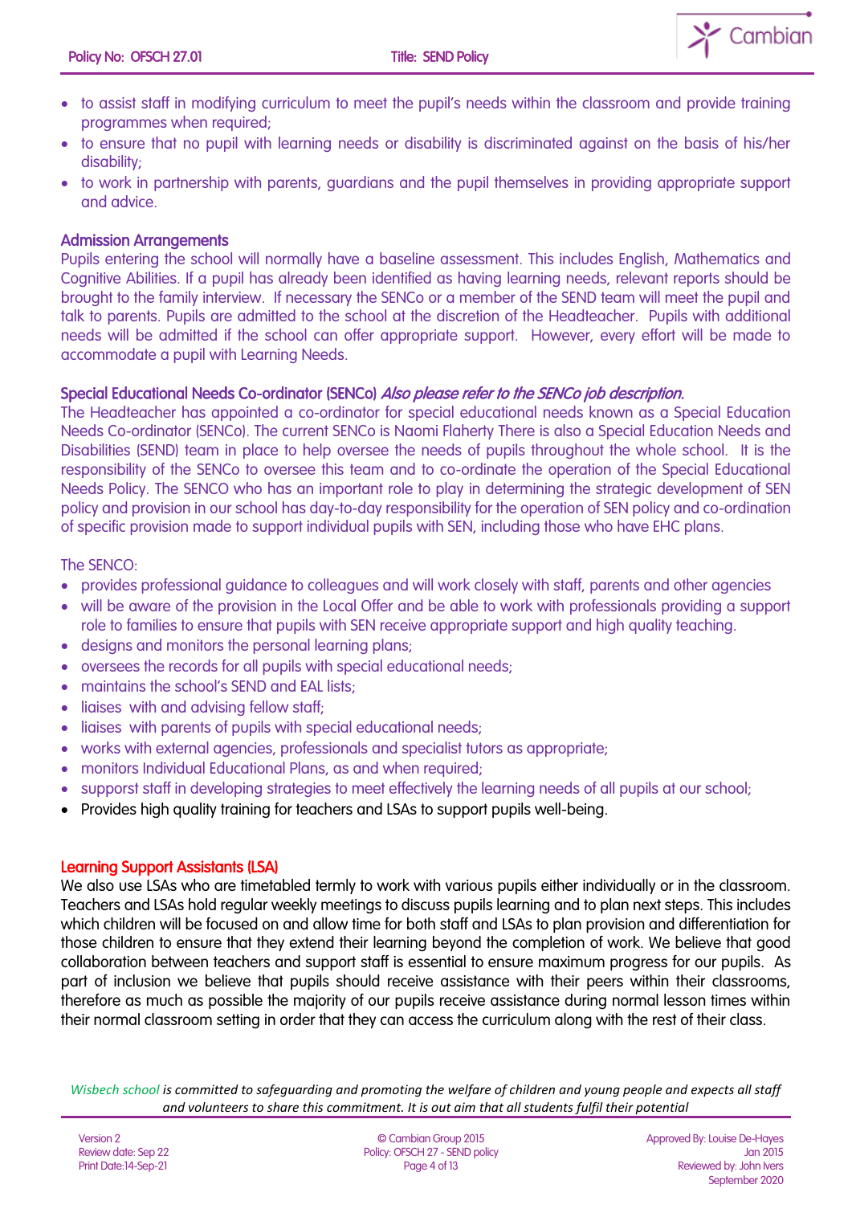- to assist staff in modifying curriculum to meet the pupil's needs within the classroom and provide training programmes when required;
- to ensure that no pupil with learning needs or disability is discriminated against on the basis of his/her disability;
- to work in partnership with parents, guardians and the pupil themselves in providing appropriate support and advice.

## Admission Arrangements

Pupils entering the school will normally have a baseline assessment. This includes English, Mathematics and Cognitive Abilities. If a pupil has already been identified as having learning needs, relevant reports should be brought to the family interview. If necessary the SENCo or a member of the SEND team will meet the pupil and talk to parents. Pupils are admitted to the school at the discretion of the Headteacher. Pupils with additional needs will be admitted if the school can offer appropriate support. However, every effort will be made to accommodate a pupil with Learning Needs.

## Special Educational Needs Co-ordinator (SENCo) *Also please refer to the SENCo job description.*

The Headteacher has appointed a co-ordinator for special educational needs known as a Special Education Needs Co-ordinator (SENCo). The current SENCo is Naomi Flaherty There is also a Special Education Needs and Disabilities (SEND) team in place to help oversee the needs of pupils throughout the whole school. It is the responsibility of the SENCo to oversee this team and to co-ordinate the operation of the Special Educational Needs Policy. The SENCO who has an important role to play in determining the strategic development of SEN policy and provision in our school has day-to-day responsibility for the operation of SEN policy and co-ordination of specific provision made to support individual pupils with SEN, including those who have EHC plans.

The SENCO:

- provides professional guidance to colleagues and will work closely with staff, parents and other agencies
- will be aware of the provision in the Local Offer and be able to work with professionals providing a support role to families to ensure that pupils with SEN receive appropriate support and high quality teaching.
- designs and monitors the personal learning plans;
- oversees the records for all pupils with special educational needs;
- maintains the school's SEND and EAL lists;
- liaises with and advising fellow staff;
- liaises with parents of pupils with special educational needs;
- works with external agencies, professionals and specialist tutors as appropriate;
- monitors Individual Educational Plans, as and when required;
- supporst staff in developing strategies to meet effectively the learning needs of all pupils at our school;
- Provides high quality training for teachers and LSAs to support pupils well-being.

## Learning Support Assistants (LSA)

We also use LSAs who are timetabled termly to work with various pupils either individually or in the classroom. Teachers and LSAs hold regular weekly meetings to discuss pupils learning and to plan next steps. This includes which children will be focused on and allow time for both staff and LSAs to plan provision and differentiation for those children to ensure that they extend their learning beyond the completion of work. We believe that good collaboration between teachers and support staff is essential to ensure maximum progress for our pupils. As part of inclusion we believe that pupils should receive assistance with their peers within their classrooms, therefore as much as possible the majority of our pupils receive assistance during normal lesson times within their normal classroom setting in order that they can access the curriculum along with the rest of their class.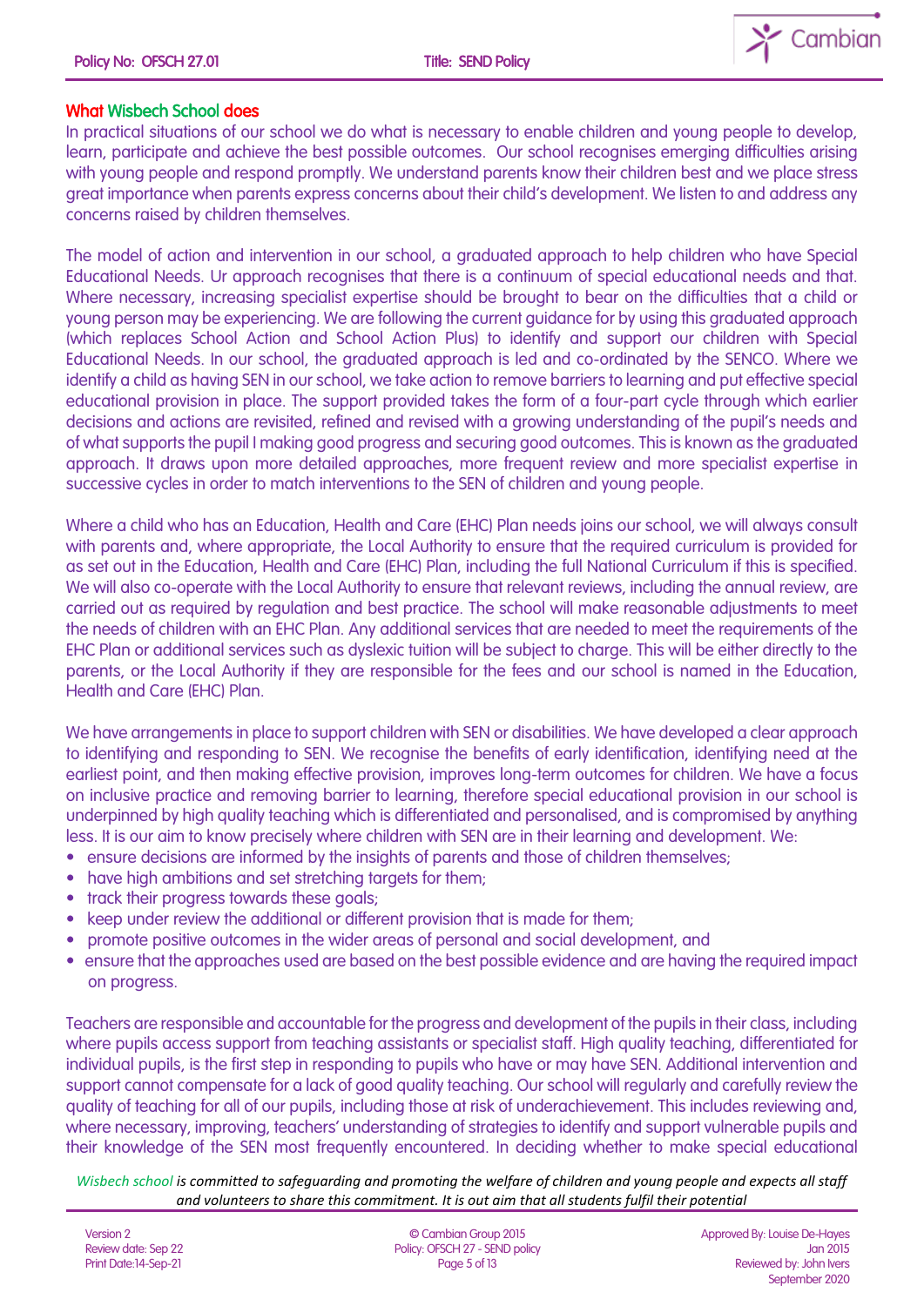## What Wisbech School does

In practical situations of our school we do what is necessary to enable children and young people to develop, learn, participate and achieve the best possible outcomes. Our school recognises emerging difficulties arising with young people and respond promptly. We understand parents know their children best and we place stress great importance when parents express concerns about their child's development. We listen to and address any concerns raised by children themselves.

The model of action and intervention in our school, a graduated approach to help children who have Special Educational Needs. Ur approach recognises that there is a continuum of special educational needs and that. Where necessary, increasing specialist expertise should be brought to bear on the difficulties that a child or young person may be experiencing. We are following the current guidance for by using this graduated approach (which replaces School Action and School Action Plus) to identify and support our children with Special Educational Needs. In our school, the graduated approach is led and co-ordinated by the SENCO. Where we identify a child as having SEN in our school, we take action to remove barriers to learning and put effective special educational provision in place. The support provided takes the form of a four-part cycle through which earlier decisions and actions are revisited, refined and revised with a growing understanding of the pupil's needs and of what supports the pupil I making good progress and securing good outcomes. This is known as the graduated approach. It draws upon more detailed approaches, more frequent review and more specialist expertise in successive cycles in order to match interventions to the SEN of children and young people.

Where a child who has an Education, Health and Care (EHC) Plan needs joins our school, we will always consult with parents and, where appropriate, the Local Authority to ensure that the required curriculum is provided for as set out in the Education, Health and Care (EHC) Plan, including the full National Curriculum if this is specified. We will also co-operate with the Local Authority to ensure that relevant reviews, including the annual review, are carried out as required by regulation and best practice. The school will make reasonable adjustments to meet the needs of children with an EHC Plan. Any additional services that are needed to meet the requirements of the EHC Plan or additional services such as dyslexic tuition will be subject to charge. This will be either directly to the parents, or the Local Authority if they are responsible for the fees and our school is named in the Education, Health and Care (EHC) Plan.

We have arrangements in place to support children with SEN or disabilities. We have developed a clear approach to identifying and responding to SEN. We recognise the benefits of early identification, identifying need at the earliest point, and then making effective provision, improves long-term outcomes for children. We have a focus on inclusive practice and removing barrier to learning, therefore special educational provision in our school is underpinned by high quality teaching which is differentiated and personalised, and is compromised by anything less. It is our aim to know precisely where children with SEN are in their learning and development. We:

- ensure decisions are informed by the insights of parents and those of children themselves;
- have high ambitions and set stretching targets for them;
- track their progress towards these goals;
- keep under review the additional or different provision that is made for them;
- promote positive outcomes in the wider areas of personal and social development, and
- ensure that the approaches used are based on the best possible evidence and are having the required impact on progress.

Teachers are responsible and accountable for the progress and development of the pupils in their class, including where pupils access support from teaching assistants or specialist staff. High quality teaching, differentiated for individual pupils, is the first step in responding to pupils who have or may have SEN. Additional intervention and support cannot compensate for a lack of good quality teaching. Our school will regularly and carefully review the quality of teaching for all of our pupils, including those at risk of underachievement. This includes reviewing and, where necessary, improving, teachers' understanding of strategies to identify and support vulnerable pupils and their knowledge of the SEN most frequently encountered. In deciding whether to make special educational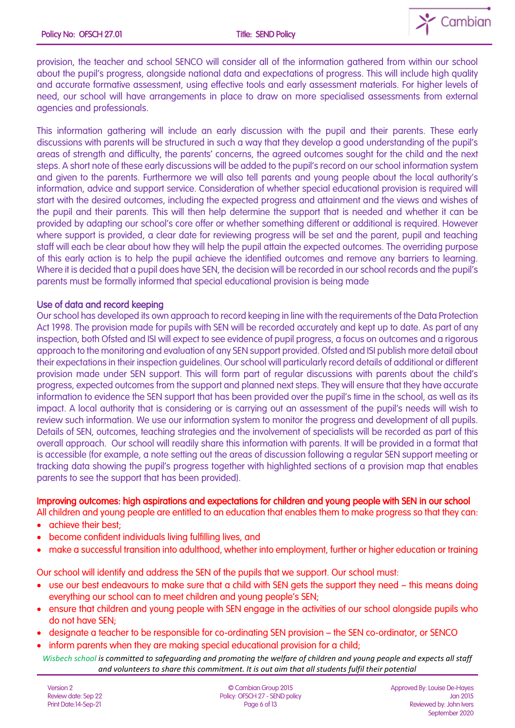provision, the teacher and school SENCO will consider all of the information gathered from within our school about the pupil's progress, alongside national data and expectations of progress. This will include high quality and accurate formative assessment, using effective tools and early assessment materials. For higher levels of need, our school will have arrangements in place to draw on more specialised assessments from external agencies and professionals.

This information gathering will include an early discussion with the pupil and their parents. These early discussions with parents will be structured in such a way that they develop a good understanding of the pupil's areas of strength and difficulty, the parents' concerns, the agreed outcomes sought for the child and the next steps. A short note of these early discussions will be added to the pupil's record on our school information system and given to the parents. Furthermore we will also tell parents and young people about the local authority's information, advice and support service. Consideration of whether special educational provision is required will start with the desired outcomes, including the expected progress and attainment and the views and wishes of the pupil and their parents. This will then help determine the support that is needed and whether it can be provided by adapting our school's core offer or whether something different or additional is required. However where support is provided, a clear date for reviewing progress will be set and the parent, pupil and teaching staff will each be clear about how they will help the pupil attain the expected outcomes. The overriding purpose of this early action is to help the pupil achieve the identified outcomes and remove any barriers to learning. Where it is decided that a pupil does have SEN, the decision will be recorded in our school records and the pupil's parents must be formally informed that special educational provision is being made

## Use of data and record keeping

Our school has developed its own approach to record keeping in line with the requirements of the Data Protection Act 1998. The provision made for pupils with SEN will be recorded accurately and kept up to date. As part of any inspection, both Ofsted and ISI will expect to see evidence of pupil progress, a focus on outcomes and a rigorous approach to the monitoring and evaluation of any SEN support provided. Ofsted and ISI publish more detail about their expectations in their inspection guidelines. Our school will particularly record details of additional or different provision made under SEN support. This will form part of regular discussions with parents about the child's progress, expected outcomes from the support and planned next steps. They will ensure that they have accurate information to evidence the SEN support that has been provided over the pupil's time in the school, as well as its impact. A local authority that is considering or is carrying out an assessment of the pupil's needs will wish to review such information. We use our information system to monitor the progress and development of all pupils. Details of SEN, outcomes, teaching strategies and the involvement of specialists will be recorded as part of this overall approach. Our school will readily share this information with parents. It will be provided in a format that is accessible (for example, a note setting out the areas of discussion following a regular SEN support meeting or tracking data showing the pupil's progress together with highlighted sections of a provision map that enables parents to see the support that has been provided).

## Improving outcomes: high aspirations and expectations for children and young people with SEN in our school

All children and young people are entitled to an education that enables them to make progress so that they can:

- achieve their best;
- become confident individuals living fulfilling lives, and
- make a successful transition into adulthood, whether into employment, further or higher education or training

Our school will identify and address the SEN of the pupils that we support. Our school must:

- use our best endeavours to make sure that a child with SEN gets the support they need – this means doing everything our school can to meet children and young people's SEN;
- ensure that children and young people with SEN engage in the activities of our school alongside pupils who do not have SEN;
- designate a teacher to be responsible for co-ordinating SEN provision – the SEN co-ordinator, or SENCO
- inform parents when they are making special educational provision for a child;

*Wisbech school is committed to safeguarding and promoting the welfare of children and young people and expects all staff and volunteers to share this commitment. It is out aim that all students fulfil their potential*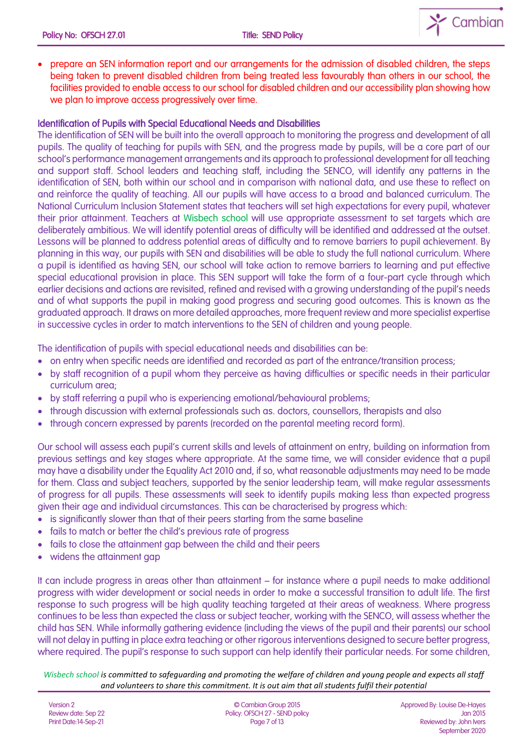- prepare an SEN information report and our arrangements for the admission of disabled children, the steps being taken to prevent disabled children from being treated less favourably than others in our school, the facilities provided to enable access to our school for disabled children and our accessibility plan showing how we plan to improve access progressively over time.

## Identification of Pupils with Special Educational Needs and Disabilities

The identification of SEN will be built into the overall approach to monitoring the progress and development of all pupils. The quality of teaching for pupils with SEN, and the progress made by pupils, will be a core part of our school's performance management arrangements and its approach to professional development for all teaching and support staff. School leaders and teaching staff, including the SENCO, will identify any patterns in the identification of SEN, both within our school and in comparison with national data, and use these to reflect on and reinforce the quality of teaching. All our pupils will have access to a broad and balanced curriculum. The National Curriculum Inclusion Statement states that teachers will set high expectations for every pupil, whatever their prior attainment. Teachers at Wisbech school will use appropriate assessment to set targets which are deliberately ambitious. We will identify potential areas of difficulty will be identified and addressed at the outset. Lessons will be planned to address potential areas of difficulty and to remove barriers to pupil achievement. By planning in this way, our pupils with SEN and disabilities will be able to study the full national curriculum. Where a pupil is identified as having SEN, our school will take action to remove barriers to learning and put effective special educational provision in place. This SEN support will take the form of a four-part cycle through which earlier decisions and actions are revisited, refined and revised with a growing understanding of the pupil's needs and of what supports the pupil in making good progress and securing good outcomes. This is known as the graduated approach. It draws on more detailed approaches, more frequent review and more specialist expertise in successive cycles in order to match interventions to the SEN of children and young people.

The identification of pupils with special educational needs and disabilities can be:

- on entry when specific needs are identified and recorded as part of the entrance/transition process;
- by staff recognition of a pupil whom they perceive as having difficulties or specific needs in their particular curriculum area;
- by staff referring a pupil who is experiencing emotional/behavioural problems;
- through discussion with external professionals such as. doctors, counsellors, therapists and also
- through concern expressed by parents (recorded on the parental meeting record form).

Our school will assess each pupil's current skills and levels of attainment on entry, building on information from previous settings and key stages where appropriate. At the same time, we will consider evidence that a pupil may have a disability under the Equality Act 2010 and, if so, what reasonable adjustments may need to be made for them. Class and subject teachers, supported by the senior leadership team, will make regular assessments of progress for all pupils. These assessments will seek to identify pupils making less than expected progress given their age and individual circumstances. This can be characterised by progress which:

- is significantly slower than that of their peers starting from the same baseline
- fails to match or better the child's previous rate of progress
- fails to close the attainment gap between the child and their peers
- widens the attainment gap

It can include progress in areas other than attainment – for instance where a pupil needs to make additional progress with wider development or social needs in order to make a successful transition to adult life. The first response to such progress will be high quality teaching targeted at their areas of weakness. Where progress continues to be less than expected the class or subject teacher, working with the SENCO, will assess whether the child has SEN. While informally gathering evidence (including the views of the pupil and their parents) our school will not delay in putting in place extra teaching or other rigorous interventions designed to secure better progress, where required. The pupil's response to such support can help identify their particular needs. For some children,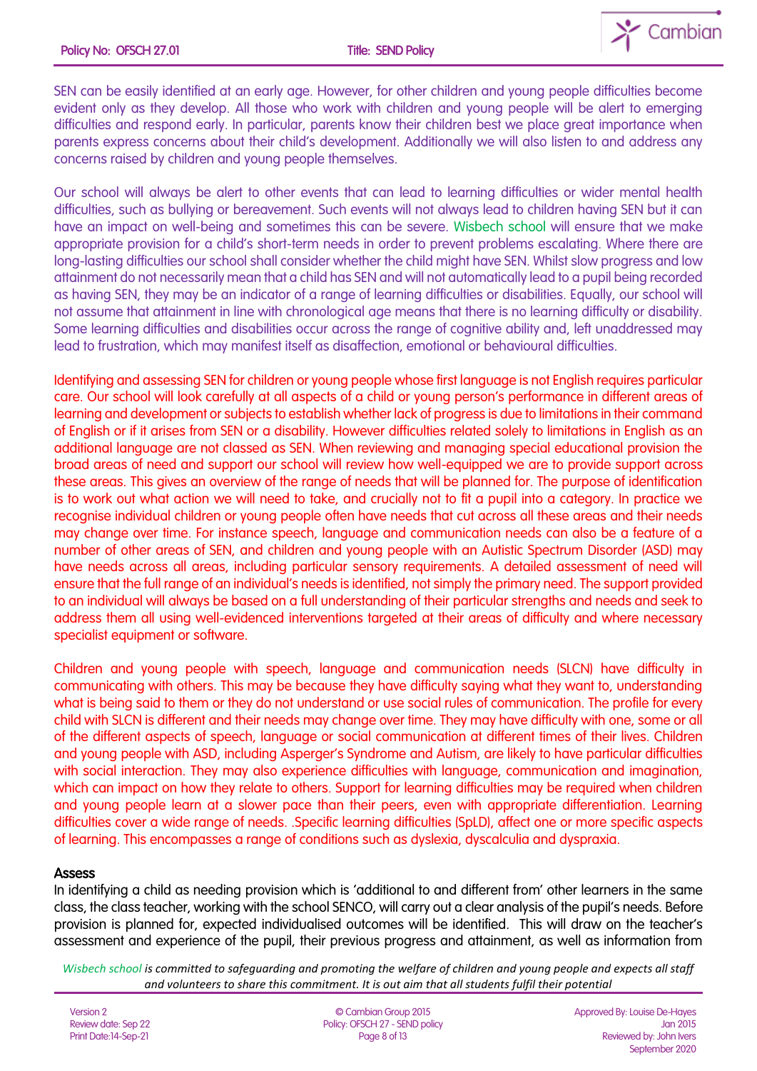SEN can be easily identified at an early age. However, for other children and young people difficulties become evident only as they develop. All those who work with children and young people will be alert to emerging difficulties and respond early. In particular, parents know their children best we place great importance when parents express concerns about their child's development. Additionally we will also listen to and address any concerns raised by children and young people themselves.

Our school will always be alert to other events that can lead to learning difficulties or wider mental health difficulties, such as bullying or bereavement. Such events will not always lead to children having SEN but it can have an impact on well-being and sometimes this can be severe. Wisbech school will ensure that we make appropriate provision for a child's short-term needs in order to prevent problems escalating. Where there are long-lasting difficulties our school shall consider whether the child might have SEN. Whilst slow progress and low attainment do not necessarily mean that a child has SEN and will not automatically lead to a pupil being recorded as having SEN, they may be an indicator of a range of learning difficulties or disabilities. Equally, our school will not assume that attainment in line with chronological age means that there is no learning difficulty or disability. Some learning difficulties and disabilities occur across the range of cognitive ability and, left unaddressed may lead to frustration, which may manifest itself as disaffection, emotional or behavioural difficulties.

Identifying and assessing SEN for children or young people whose first language is not English requires particular care. Our school will look carefully at all aspects of a child or young person's performance in different areas of learning and development or subjects to establish whether lack of progress is due to limitations in their command of English or if it arises from SEN or a disability. However difficulties related solely to limitations in English as an additional language are not classed as SEN. When reviewing and managing special educational provision the broad areas of need and support our school will review how well-equipped we are to provide support across these areas. This gives an overview of the range of needs that will be planned for. The purpose of identification is to work out what action we will need to take, and crucially not to fit a pupil into a category. In practice we recognise individual children or young people often have needs that cut across all these areas and their needs may change over time. For instance speech, language and communication needs can also be a feature of a number of other areas of SEN, and children and young people with an Autistic Spectrum Disorder (ASD) may have needs across all areas, including particular sensory requirements. A detailed assessment of need will ensure that the full range of an individual's needs is identified, not simply the primary need. The support provided to an individual will always be based on a full understanding of their particular strengths and needs and seek to address them all using well-evidenced interventions targeted at their areas of difficulty and where necessary specialist equipment or software.

Children and young people with speech, language and communication needs (SLCN) have difficulty in communicating with others. This may be because they have difficulty saying what they want to, understanding what is being said to them or they do not understand or use social rules of communication. The profile for every child with SLCN is different and their needs may change over time. They may have difficulty with one, some or all of the different aspects of speech, language or social communication at different times of their lives. Children and young people with ASD, including Asperger's Syndrome and Autism, are likely to have particular difficulties with social interaction. They may also experience difficulties with language, communication and imagination, which can impact on how they relate to others. Support for learning difficulties may be required when children and young people learn at a slower pace than their peers, even with appropriate differentiation. Learning difficulties cover a wide range of needs. .Specific learning difficulties (SpLD), affect one or more specific aspects of learning. This encompasses a range of conditions such as dyslexia, dyscalculia and dyspraxia.

### Assess

In identifying a child as needing provision which is 'additional to and different from' other learners in the same class, the class teacher, working with the school SENCO, will carry out a clear analysis of the pupil's needs. Before provision is planned for, expected individualised outcomes will be identified. This will draw on the teacher's assessment and experience of the pupil, their previous progress and attainment, as well as information from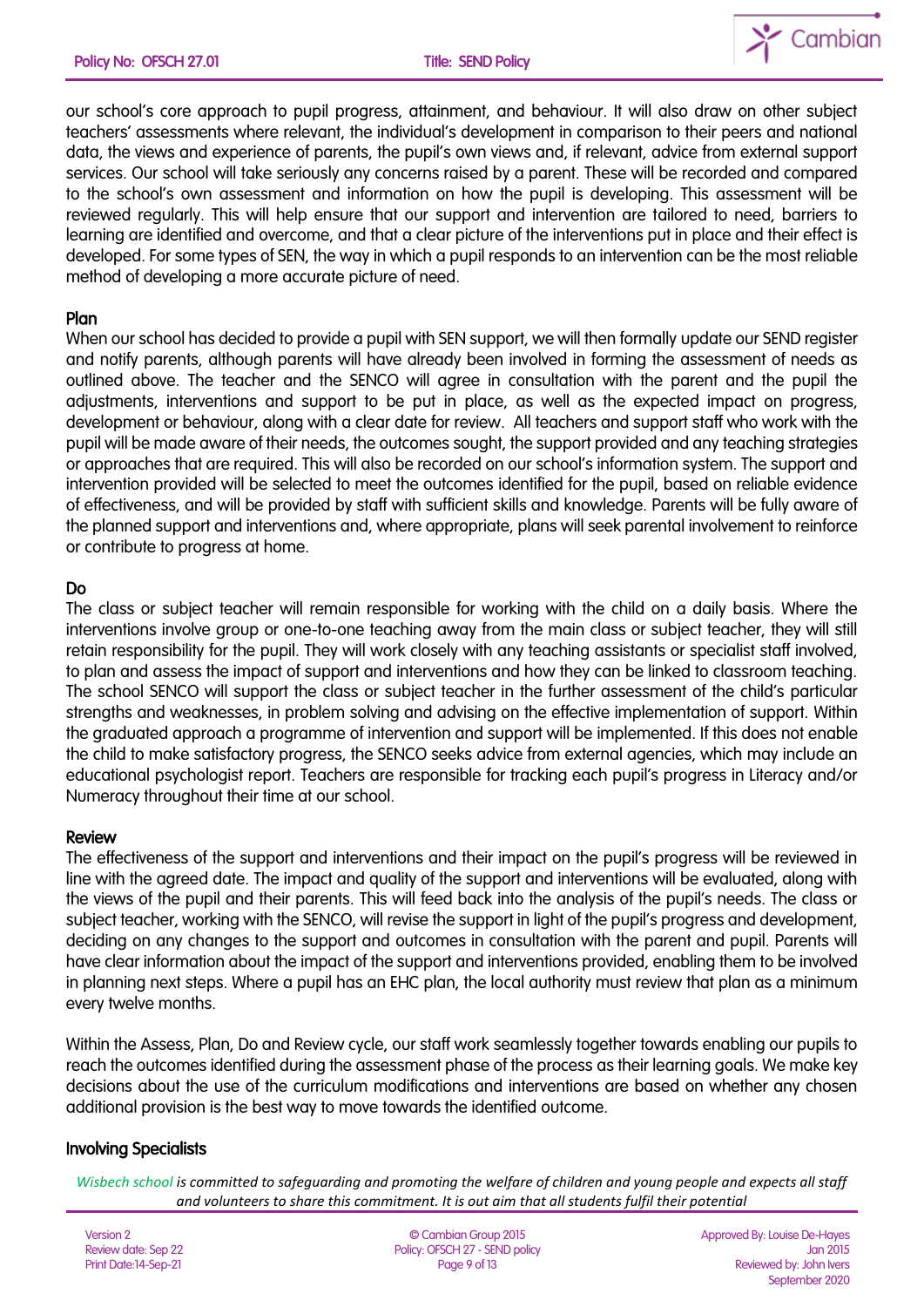our school's core approach to pupil progress, attainment, and behaviour. It will also draw on other subject teachers' assessments where relevant, the individual's development in comparison to their peers and national data, the views and experience of parents, the pupil's own views and, if relevant, advice from external support services. Our school will take seriously any concerns raised by a parent. These will be recorded and compared to the school's own assessment and information on how the pupil is developing. This assessment will be reviewed regularly. This will help ensure that our support and intervention are tailored to need, barriers to learning are identified and overcome, and that a clear picture of the interventions put in place and their effect is developed. For some types of SEN, the way in which a pupil responds to an intervention can be the most reliable method of developing a more accurate picture of need.

### Plan

When our school has decided to provide a pupil with SEN support, we will then formally update our SEND register and notify parents, although parents will have already been involved in forming the assessment of needs as outlined above. The teacher and the SENCO will agree in consultation with the parent and the pupil the adjustments, interventions and support to be put in place, as well as the expected impact on progress, development or behaviour, along with a clear date for review. All teachers and support staff who work with the pupil will be made aware of their needs, the outcomes sought, the support provided and any teaching strategies or approaches that are required. This will also be recorded on our school's information system. The support and intervention provided will be selected to meet the outcomes identified for the pupil, based on reliable evidence of effectiveness, and will be provided by staff with sufficient skills and knowledge. Parents will be fully aware of the planned support and interventions and, where appropriate, plans will seek parental involvement to reinforce or contribute to progress at home.

### Do

The class or subject teacher will remain responsible for working with the child on a daily basis. Where the interventions involve group or one-to-one teaching away from the main class or subject teacher, they will still retain responsibility for the pupil. They will work closely with any teaching assistants or specialist staff involved, to plan and assess the impact of support and interventions and how they can be linked to classroom teaching. The school SENCO will support the class or subject teacher in the further assessment of the child's particular strengths and weaknesses, in problem solving and advising on the effective implementation of support. Within the graduated approach a programme of intervention and support will be implemented. If this does not enable the child to make satisfactory progress, the SENCO seeks advice from external agencies, which may include an educational psychologist report. Teachers are responsible for tracking each pupil's progress in Literacy and/or Numeracy throughout their time at our school.

### Review

The effectiveness of the support and interventions and their impact on the pupil's progress will be reviewed in line with the agreed date. The impact and quality of the support and interventions will be evaluated, along with the views of the pupil and their parents. This will feed back into the analysis of the pupil's needs. The class or subject teacher, working with the SENCO, will revise the support in light of the pupil's progress and development, deciding on any changes to the support and outcomes in consultation with the parent and pupil. Parents will have clear information about the impact of the support and interventions provided, enabling them to be involved in planning next steps. Where a pupil has an EHC plan, the local authority must review that plan as a minimum every twelve months.

Within the Assess, Plan, Do and Review cycle, our staff work seamlessly together towards enabling our pupils to reach the outcomes identified during the assessment phase of the process as their learning goals. We make key decisions about the use of the curriculum modifications and interventions are based on whether any chosen additional provision is the best way to move towards the identified outcome.

### Involving Specialists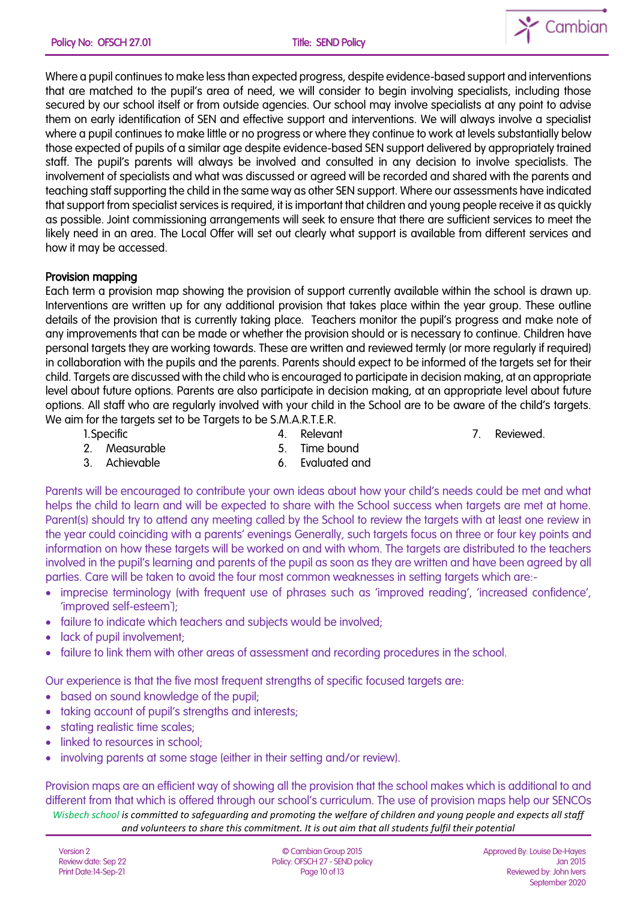Where a pupil continues to make less than expected progress, despite evidence-based support and interventions that are matched to the pupil's area of need, we will consider to begin involving specialists, including those secured by our school itself or from outside agencies. Our school may involve specialists at any point to advise them on early identification of SEN and effective support and interventions. We will always involve a specialist where a pupil continues to make little or no progress or where they continue to work at levels substantially below those expected of pupils of a similar age despite evidence-based SEN support delivered by appropriately trained staff. The pupil's parents will always be involved and consulted in any decision to involve specialists. The involvement of specialists and what was discussed or agreed will be recorded and shared with the parents and teaching staff supporting the child in the same way as other SEN support. Where our assessments have indicated that support from specialist services is required, it is important that children and young people receive it as quickly as possible. Joint commissioning arrangements will seek to ensure that there are sufficient services to meet the likely need in an area. The Local Offer will set out clearly what support is available from different services and how it may be accessed.

**Provision mapping**

Each term a provision map showing the provision of support currently available within the school is drawn up. Interventions are written up for any additional provision that takes place within the year group. These outline details of the provision that is currently taking place. Teachers monitor the pupil's progress and make note of any improvements that can be made or whether the provision should or is necessary to continue. Children have personal targets they are working towards. These are written and reviewed termly (or more regularly if required) in collaboration with the pupils and the parents. Parents should expect to be informed of the targets set for their child. Targets are discussed with the child who is encouraged to participate in decision making, at an appropriate level about future options. Parents are also participate in decision making, at an appropriate level about future options. All staff who are regularly involved with your child in the School are to be aware of the child's targets. We aim for the targets set to be Targets to be S.M.A.R.T.E.R.

1. Specific
2. Measurable
3. Achievable
4. Relevant
5. Time bound
6. Evaluated and
7. Reviewed.

Parents will be encouraged to contribute your own ideas about how your child's needs could be met and what helps the child to learn and will be expected to share with the School success when targets are met at home. Parent(s) should try to attend any meeting called by the School to review the targets with at least one review in the year could coinciding with a parents' evenings Generally, such targets focus on three or four key points and information on how these targets will be worked on and with whom. The targets are distributed to the teachers involved in the pupil's learning and parents of the pupil as soon as they are written and have been agreed by all parties. Care will be taken to avoid the four most common weaknesses in setting targets which are:-

- imprecise terminology (with frequent use of phrases such as 'improved reading', 'increased confidence', 'improved self-esteem`);
- failure to indicate which teachers and subjects would be involved;
- lack of pupil involvement;
- failure to link them with other areas of assessment and recording procedures in the school.

Our experience is that the five most frequent strengths of specific focused targets are:

- based on sound knowledge of the pupil;
- taking account of pupil's strengths and interests;
- stating realistic time scales;
- linked to resources in school;
- involving parents at some stage (either in their setting and/or review).

Provision maps are an efficient way of showing all the provision that the school makes which is additional to and different from that which is offered through our school's curriculum. The use of provision maps help our SENCOs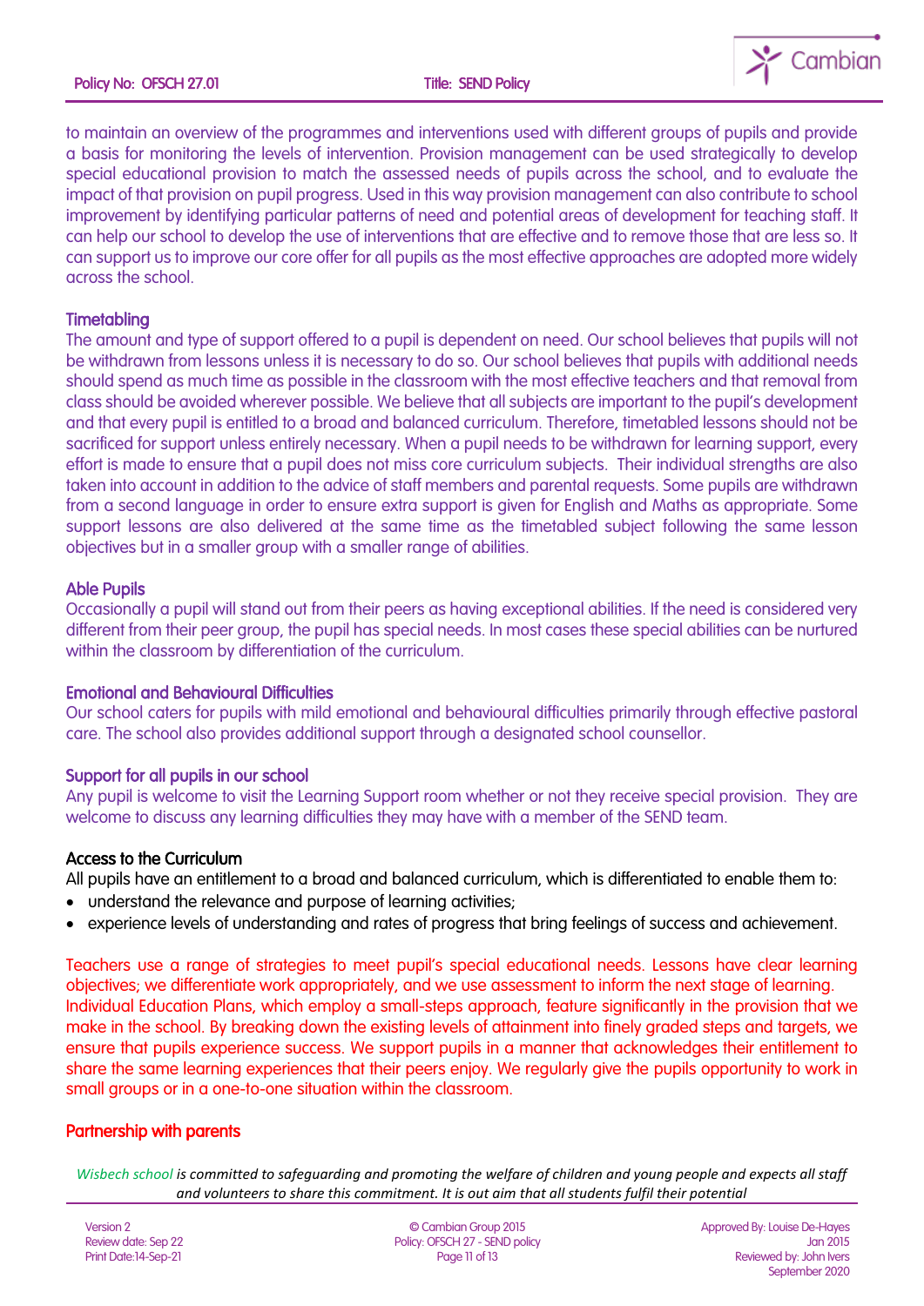to maintain an overview of the programmes and interventions used with different groups of pupils and provide a basis for monitoring the levels of intervention. Provision management can be used strategically to develop special educational provision to match the assessed needs of pupils across the school, and to evaluate the impact of that provision on pupil progress. Used in this way provision management can also contribute to school improvement by identifying particular patterns of need and potential areas of development for teaching staff. It can help our school to develop the use of interventions that are effective and to remove those that are less so. It can support us to improve our core offer for all pupils as the most effective approaches are adopted more widely across the school.

### Timetabling

The amount and type of support offered to a pupil is dependent on need. Our school believes that pupils will not be withdrawn from lessons unless it is necessary to do so. Our school believes that pupils with additional needs should spend as much time as possible in the classroom with the most effective teachers and that removal from class should be avoided wherever possible. We believe that all subjects are important to the pupil's development and that every pupil is entitled to a broad and balanced curriculum. Therefore, timetabled lessons should not be sacrificed for support unless entirely necessary. When a pupil needs to be withdrawn for learning support, every effort is made to ensure that a pupil does not miss core curriculum subjects. Their individual strengths are also taken into account in addition to the advice of staff members and parental requests. Some pupils are withdrawn from a second language in order to ensure extra support is given for English and Maths as appropriate. Some support lessons are also delivered at the same time as the timetabled subject following the same lesson objectives but in a smaller group with a smaller range of abilities.

### Able Pupils

Occasionally a pupil will stand out from their peers as having exceptional abilities. If the need is considered very different from their peer group, the pupil has special needs. In most cases these special abilities can be nurtured within the classroom by differentiation of the curriculum.

### Emotional and Behavioural Difficulties

Our school caters for pupils with mild emotional and behavioural difficulties primarily through effective pastoral care. The school also provides additional support through a designated school counsellor.

### Support for all pupils in our school

Any pupil is welcome to visit the Learning Support room whether or not they receive special provision. They are welcome to discuss any learning difficulties they may have with a member of the SEND team.

### Access to the Curriculum

All pupils have an entitlement to a broad and balanced curriculum, which is differentiated to enable them to:

- understand the relevance and purpose of learning activities;
- experience levels of understanding and rates of progress that bring feelings of success and achievement.

Teachers use a range of strategies to meet pupil's special educational needs. Lessons have clear learning objectives; we differentiate work appropriately, and we use assessment to inform the next stage of learning. Individual Education Plans, which employ a small-steps approach, feature significantly in the provision that we make in the school. By breaking down the existing levels of attainment into finely graded steps and targets, we ensure that pupils experience success. We support pupils in a manner that acknowledges their entitlement to share the same learning experiences that their peers enjoy. We regularly give the pupils opportunity to work in small groups or in a one-to-one situation within the classroom.

### Partnership with parents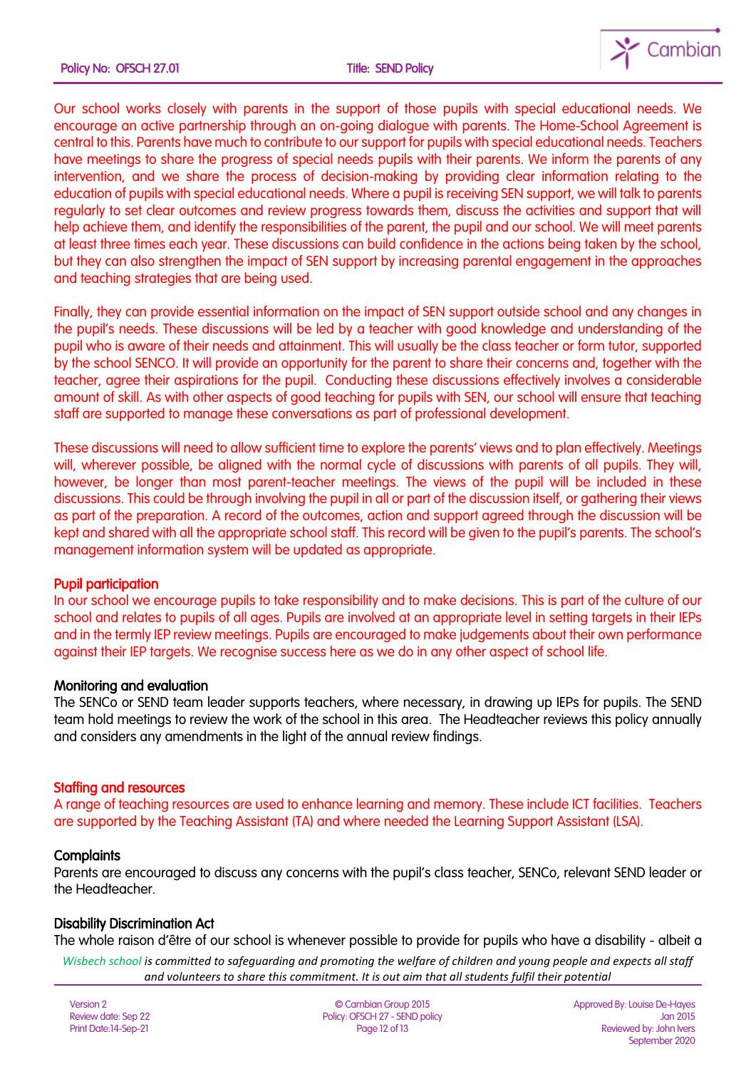Our school works closely with parents in the support of those pupils with special educational needs. We encourage an active partnership through an on-going dialogue with parents. The Home-School Agreement is central to this. Parents have much to contribute to our support for pupils with special educational needs. Teachers have meetings to share the progress of special needs pupils with their parents. We inform the parents of any intervention, and we share the process of decision-making by providing clear information relating to the education of pupils with special educational needs. Where a pupil is receiving SEN support, we will talk to parents regularly to set clear outcomes and review progress towards them, discuss the activities and support that will help achieve them, and identify the responsibilities of the parent, the pupil and our school. We will meet parents at least three times each year. These discussions can build confidence in the actions being taken by the school, but they can also strengthen the impact of SEN support by increasing parental engagement in the approaches and teaching strategies that are being used.

Finally, they can provide essential information on the impact of SEN support outside school and any changes in the pupil's needs. These discussions will be led by a teacher with good knowledge and understanding of the pupil who is aware of their needs and attainment. This will usually be the class teacher or form tutor, supported by the school SENCO. It will provide an opportunity for the parent to share their concerns and, together with the teacher, agree their aspirations for the pupil. Conducting these discussions effectively involves a considerable amount of skill. As with other aspects of good teaching for pupils with SEN, our school will ensure that teaching staff are supported to manage these conversations as part of professional development.

These discussions will need to allow sufficient time to explore the parents' views and to plan effectively. Meetings will, wherever possible, be aligned with the normal cycle of discussions with parents of all pupils. They will, however, be longer than most parent-teacher meetings. The views of the pupil will be included in these discussions. This could be through involving the pupil in all or part of the discussion itself, or gathering their views as part of the preparation. A record of the outcomes, action and support agreed through the discussion will be kept and shared with all the appropriate school staff. This record will be given to the pupil's parents. The school's management information system will be updated as appropriate.

**Pupil participation**

In our school we encourage pupils to take responsibility and to make decisions. This is part of the culture of our school and relates to pupils of all ages. Pupils are involved at an appropriate level in setting targets in their IEPs and in the termly IEP review meetings. Pupils are encouraged to make judgements about their own performance against their IEP targets. We recognise success here as we do in any other aspect of school life.

**Monitoring and evaluation**

The SENCo or SEND team leader supports teachers, where necessary, in drawing up IEPs for pupils. The SEND team hold meetings to review the work of the school in this area. The Headteacher reviews this policy annually and considers any amendments in the light of the annual review findings.

**Staffing and resources**

A range of teaching resources are used to enhance learning and memory. These include ICT facilities. Teachers are supported by the Teaching Assistant (TA) and where needed the Learning Support Assistant (LSA).

**Complaints**

Parents are encouraged to discuss any concerns with the pupil's class teacher, SENCo, relevant SEND leader or the Headteacher.

**Disability Discrimination Act**

The whole raison d'être of our school is whenever possible to provide for pupils who have a disability - albeit a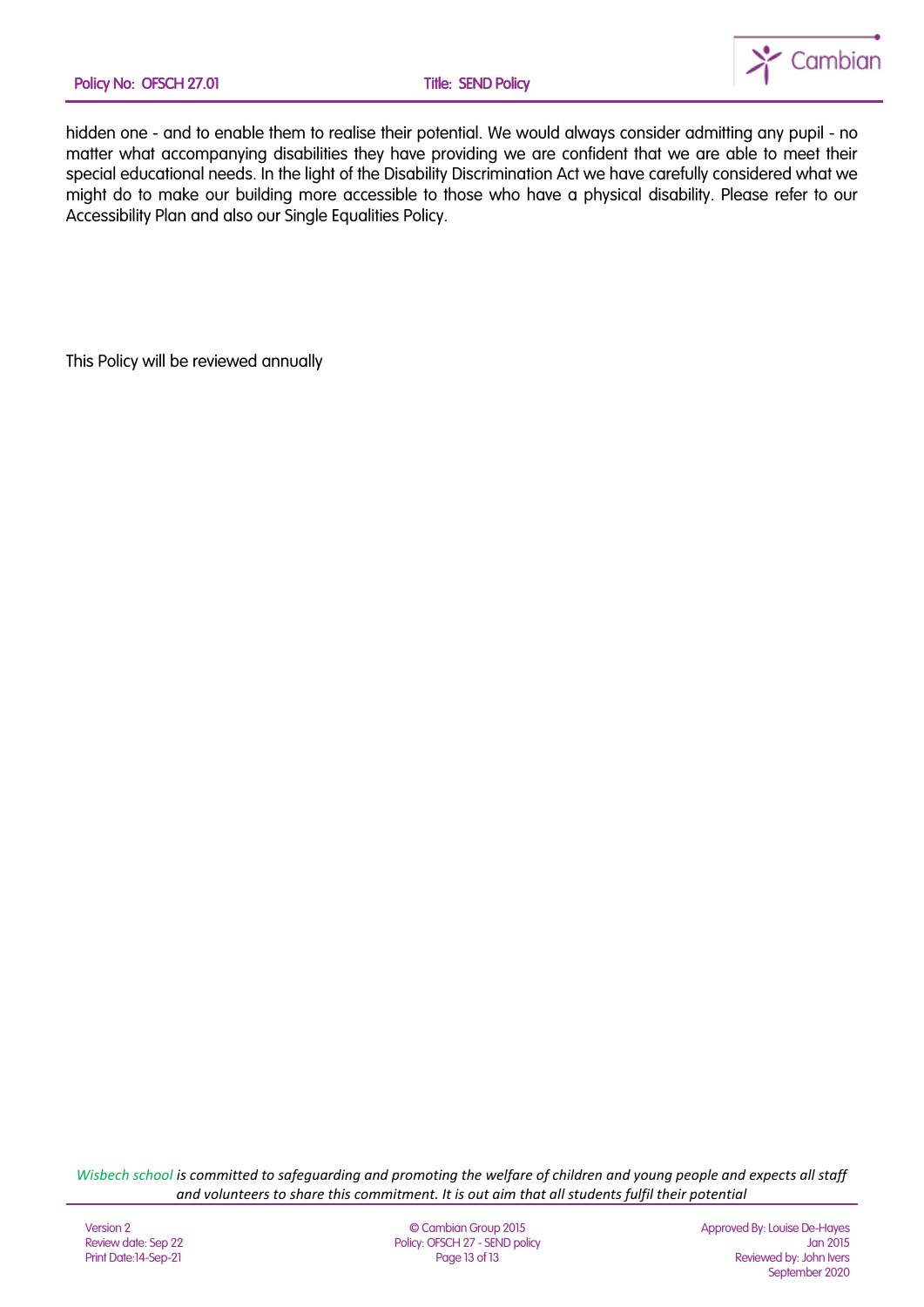hidden one - and to enable them to realise their potential. We would always consider admitting any pupil - no matter what accompanying disabilities they have providing we are confident that we are able to meet their special educational needs. In the light of the Disability Discrimination Act we have carefully considered what we might do to make our building more accessible to those who have a physical disability. Please refer to our Accessibility Plan and also our Single Equalities Policy.

This Policy will be reviewed annually